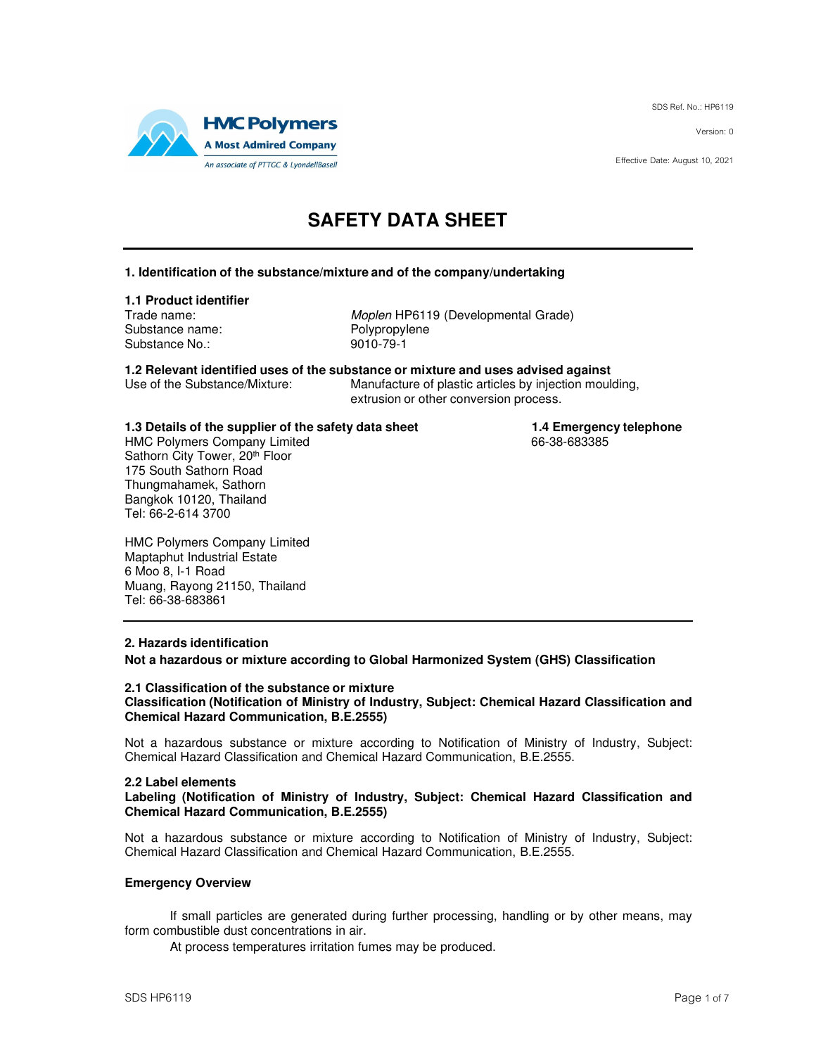HMC Polymers
A Most Admired Company
An associate of PTTGC & LyondellBasell

SDS Ref. No.: HP6119

Version: 0

Effective Date: August 10, 2021

# SAFETY DATA SHEET

## 1. Identification of the substance/mixture and of the company/undertaking

### 1.1 Product identifier

| | |
|---|---|
| Trade name: | *Moplen* HP6119 (Developmental Grade) |
| Substance name: | Polypropylene |
| Substance No.: | 9010-79-1 |

### 1.2 Relevant identified uses of the substance or mixture and uses advised against

Use of the Substance/Mixture: Manufacture of plastic articles by injection moulding, extrusion or other conversion process.

### 1.3 Details of the supplier of the safety data sheet

HMC Polymers Company Limited
Sathorn City Tower, 20th Floor
175 South Sathorn Road
Thungmahamek, Sathorn
Bangkok 10120, Thailand
Tel: 66-2-614 3700

HMC Polymers Company Limited
Maptaphut Industrial Estate
6 Moo 8, I-1 Road
Muang, Rayong 21150, Thailand
Tel: 66-38-683861

### 1.4 Emergency telephone

66-38-683385

## 2. Hazards identification

**Not a hazardous or mixture according to Global Harmonized System (GHS) Classification**

### 2.1 Classification of the substance or mixture

**Classification (Notification of Ministry of Industry, Subject: Chemical Hazard Classification and Chemical Hazard Communication, B.E.2555)**

Not a hazardous substance or mixture according to Notification of Ministry of Industry, Subject: Chemical Hazard Classification and Chemical Hazard Communication, B.E.2555.

### 2.2 Label elements

**Labeling (Notification of Ministry of Industry, Subject: Chemical Hazard Classification and Chemical Hazard Communication, B.E.2555)**

Not a hazardous substance or mixture according to Notification of Ministry of Industry, Subject: Chemical Hazard Classification and Chemical Hazard Communication, B.E.2555.

**Emergency Overview**

If small particles are generated during further processing, handling or by other means, may form combustible dust concentrations in air.

At process temperatures irritation fumes may be produced.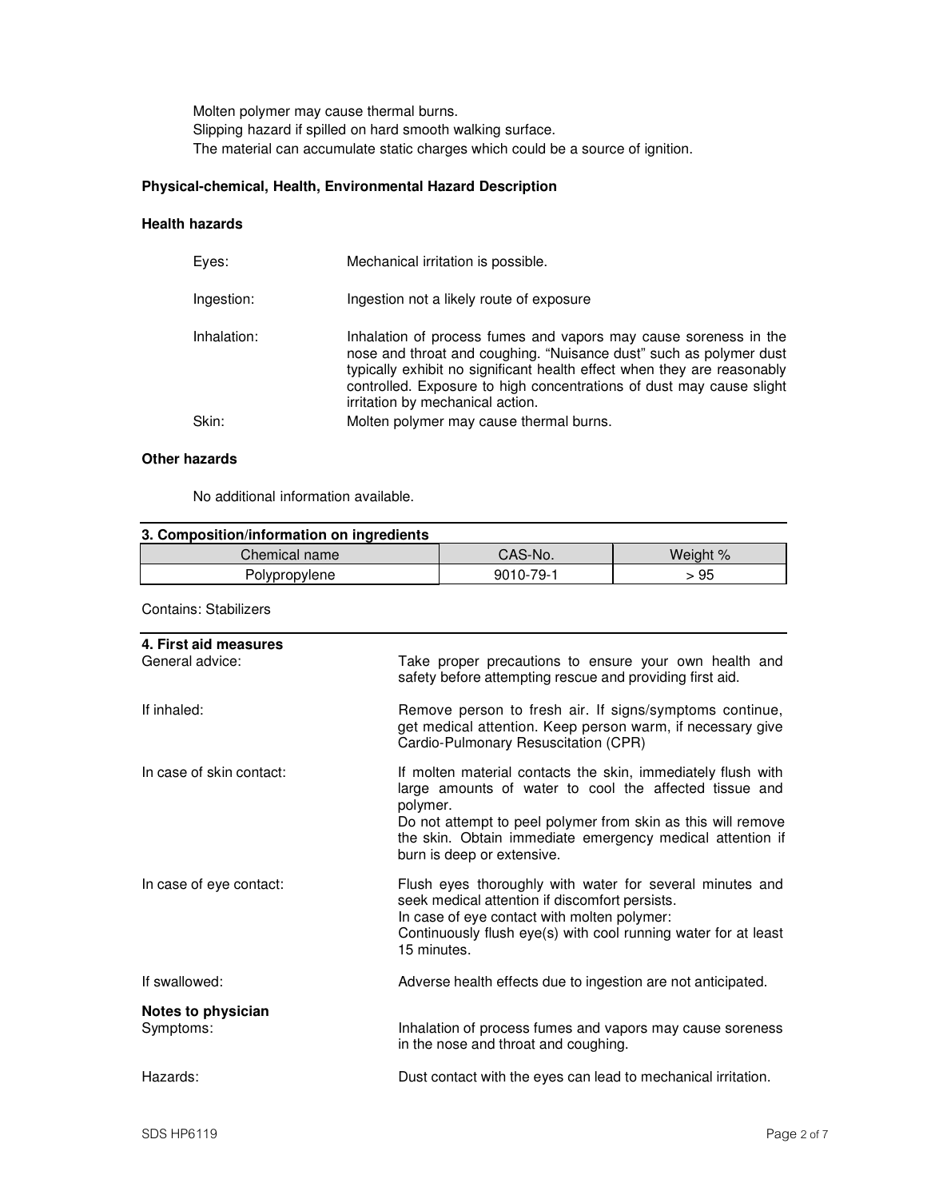Molten polymer may cause thermal burns.
Slipping hazard if spilled on hard smooth walking surface.
The material can accumulate static charges which could be a source of ignition.

**Physical-chemical, Health, Environmental Hazard Description**

**Health hazards**

| | |
|---|---|
| Eyes: | Mechanical irritation is possible. |
| Ingestion: | Ingestion not a likely route of exposure |
| Inhalation: | Inhalation of process fumes and vapors may cause soreness in the nose and throat and coughing. "Nuisance dust" such as polymer dust typically exhibit no significant health effect when they are reasonably controlled. Exposure to high concentrations of dust may cause slight irritation by mechanical action. |
| Skin: | Molten polymer may cause thermal burns. |

**Other hazards**

No additional information available.

## 3. Composition/information on ingredients

| Chemical name | CAS-No. | Weight % |
|---|---|---|
| Polypropylene | 9010-79-1 | > 95 |

Contains: Stabilizers

## 4. First aid measures

| | |
|---|---|
| General advice: | Take proper precautions to ensure your own health and safety before attempting rescue and providing first aid. |
| If inhaled: | Remove person to fresh air. If signs/symptoms continue, get medical attention. Keep person warm, if necessary give Cardio-Pulmonary Resuscitation (CPR) |
| In case of skin contact: | If molten material contacts the skin, immediately flush with large amounts of water to cool the affected tissue and polymer.<br>Do not attempt to peel polymer from skin as this will remove the skin. Obtain immediate emergency medical attention if burn is deep or extensive. |
| In case of eye contact: | Flush eyes thoroughly with water for several minutes and seek medical attention if discomfort persists.<br>In case of eye contact with molten polymer:<br>Continuously flush eye(s) with cool running water for at least 15 minutes. |
| If swallowed: | Adverse health effects due to ingestion are not anticipated. |

**Notes to physician**

| | |
|---|---|
| Symptoms: | Inhalation of process fumes and vapors may cause soreness in the nose and throat and coughing. |
| Hazards: | Dust contact with the eyes can lead to mechanical irritation. |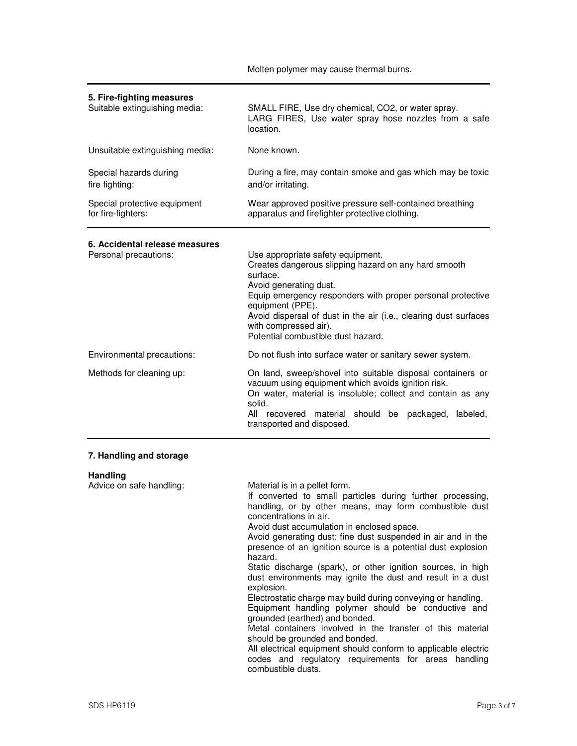Molten polymer may cause thermal burns.

## 5. Fire-fighting measures

| | |
|---|---|
| Suitable extinguishing media: | SMALL FIRE, Use dry chemical, $CO_2$, or water spray.<br>LARG FIRES, Use water spray hose nozzles from a safe location. |
| Unsuitable extinguishing media: | None known. |
| Special hazards during fire fighting: | During a fire, may contain smoke and gas which may be toxic and/or irritating. |
| Special protective equipment for fire-fighters: | Wear approved positive pressure self-contained breathing apparatus and firefighter protective clothing. |

## 6. Accidental release measures

| | |
|---|---|
| Personal precautions: | Use appropriate safety equipment.<br>Creates dangerous slipping hazard on any hard smooth surface.<br>Avoid generating dust.<br>Equip emergency responders with proper personal protective equipment (PPE).<br>Avoid dispersal of dust in the air (i.e., clearing dust surfaces with compressed air).<br>Potential combustible dust hazard. |
| Environmental precautions: | Do not flush into surface water or sanitary sewer system. |
| Methods for cleaning up: | On land, sweep/shovel into suitable disposal containers or vacuum using equipment which avoids ignition risk.<br>On water, material is insoluble; collect and contain as any solid.<br>All recovered material should be packaged, labeled, transported and disposed. |

## 7. Handling and storage

### Handling

| | |
|---|---|
| Advice on safe handling: | Material is in a pellet form.<br>If converted to small particles during further processing, handling, or by other means, may form combustible dust concentrations in air.<br>Avoid dust accumulation in enclosed space.<br>Avoid generating dust; fine dust suspended in air and in the presence of an ignition source is a potential dust explosion hazard.<br>Static discharge (spark), or other ignition sources, in high dust environments may ignite the dust and result in a dust explosion.<br>Electrostatic charge may build during conveying or handling.<br>Equipment handling polymer should be conductive and grounded (earthed) and bonded.<br>Metal containers involved in the transfer of this material should be grounded and bonded.<br>All electrical equipment should conform to applicable electric codes and regulatory requirements for areas handling combustible dusts. |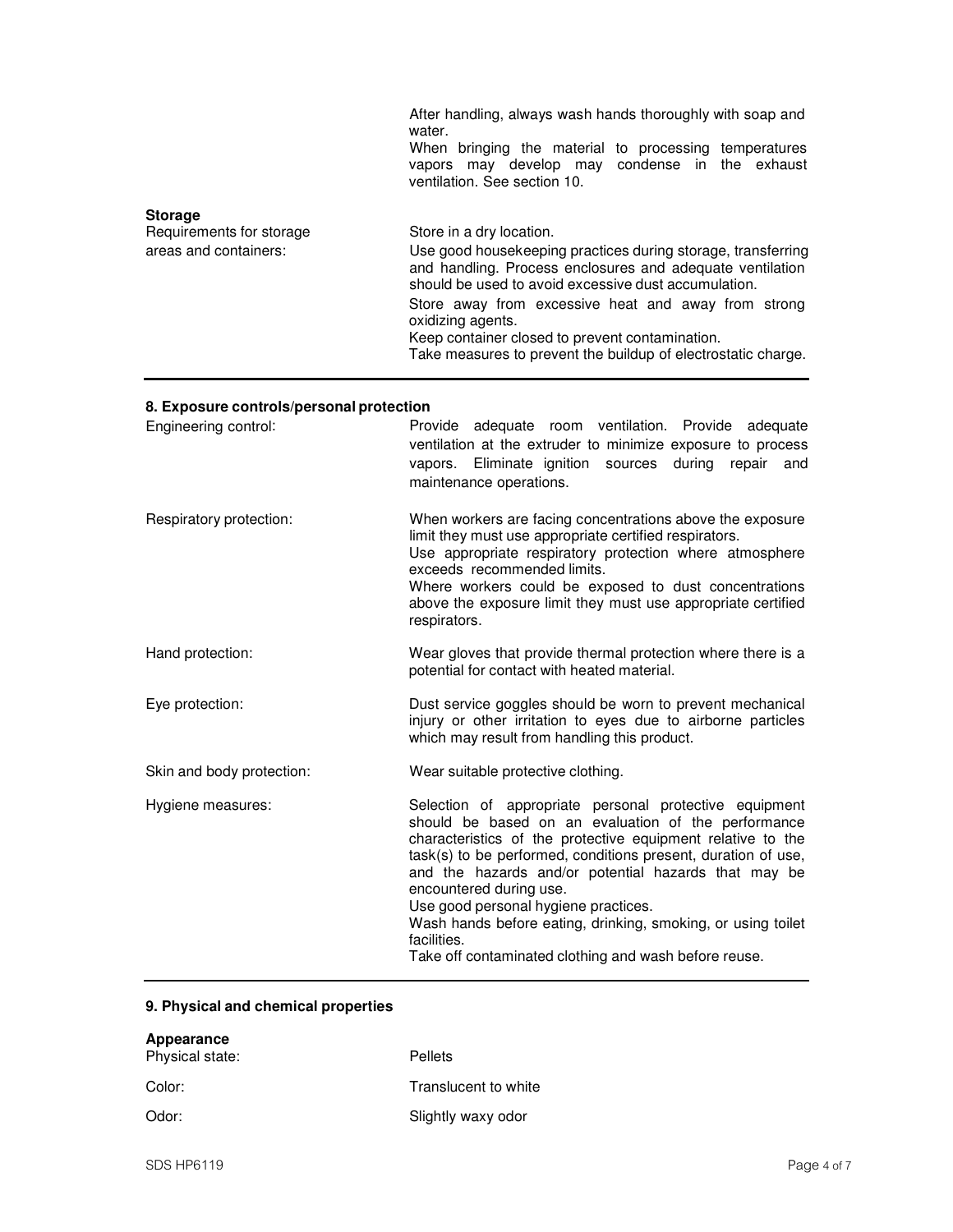After handling, always wash hands thoroughly with soap and water.
When bringing the material to processing temperatures vapors may develop may condense in the exhaust ventilation. See section 10.

**Storage**

| | |
|---|---|
| Requirements for storage areas and containers: | Store in a dry location.<br>Use good housekeeping practices during storage, transferring and handling. Process enclosures and adequate ventilation should be used to avoid excessive dust accumulation.<br>Store away from excessive heat and away from strong oxidizing agents.<br>Keep container closed to prevent contamination.<br>Take measures to prevent the buildup of electrostatic charge. |

## 8. Exposure controls/personal protection

| | |
|---|---|
| Engineering control: | Provide adequate room ventilation. Provide adequate ventilation at the extruder to minimize exposure to process vapors. Eliminate ignition sources during repair and maintenance operations. |
| Respiratory protection: | When workers are facing concentrations above the exposure limit they must use appropriate certified respirators.<br>Use appropriate respiratory protection where atmosphere exceeds recommended limits.<br>Where workers could be exposed to dust concentrations above the exposure limit they must use appropriate certified respirators. |
| Hand protection: | Wear gloves that provide thermal protection where there is a potential for contact with heated material. |
| Eye protection: | Dust service goggles should be worn to prevent mechanical injury or other irritation to eyes due to airborne particles which may result from handling this product. |
| Skin and body protection: | Wear suitable protective clothing. |
| Hygiene measures: | Selection of appropriate personal protective equipment should be based on an evaluation of the performance characteristics of the protective equipment relative to the task(s) to be performed, conditions present, duration of use, and the hazards and/or potential hazards that may be encountered during use.<br>Use good personal hygiene practices.<br>Wash hands before eating, drinking, smoking, or using toilet facilities.<br>Take off contaminated clothing and wash before reuse. |

## 9. Physical and chemical properties

**Appearance**

| | |
|---|---|
| Physical state: | Pellets |
| Color: | Translucent to white |
| Odor: | Slightly waxy odor |

SDS HP6119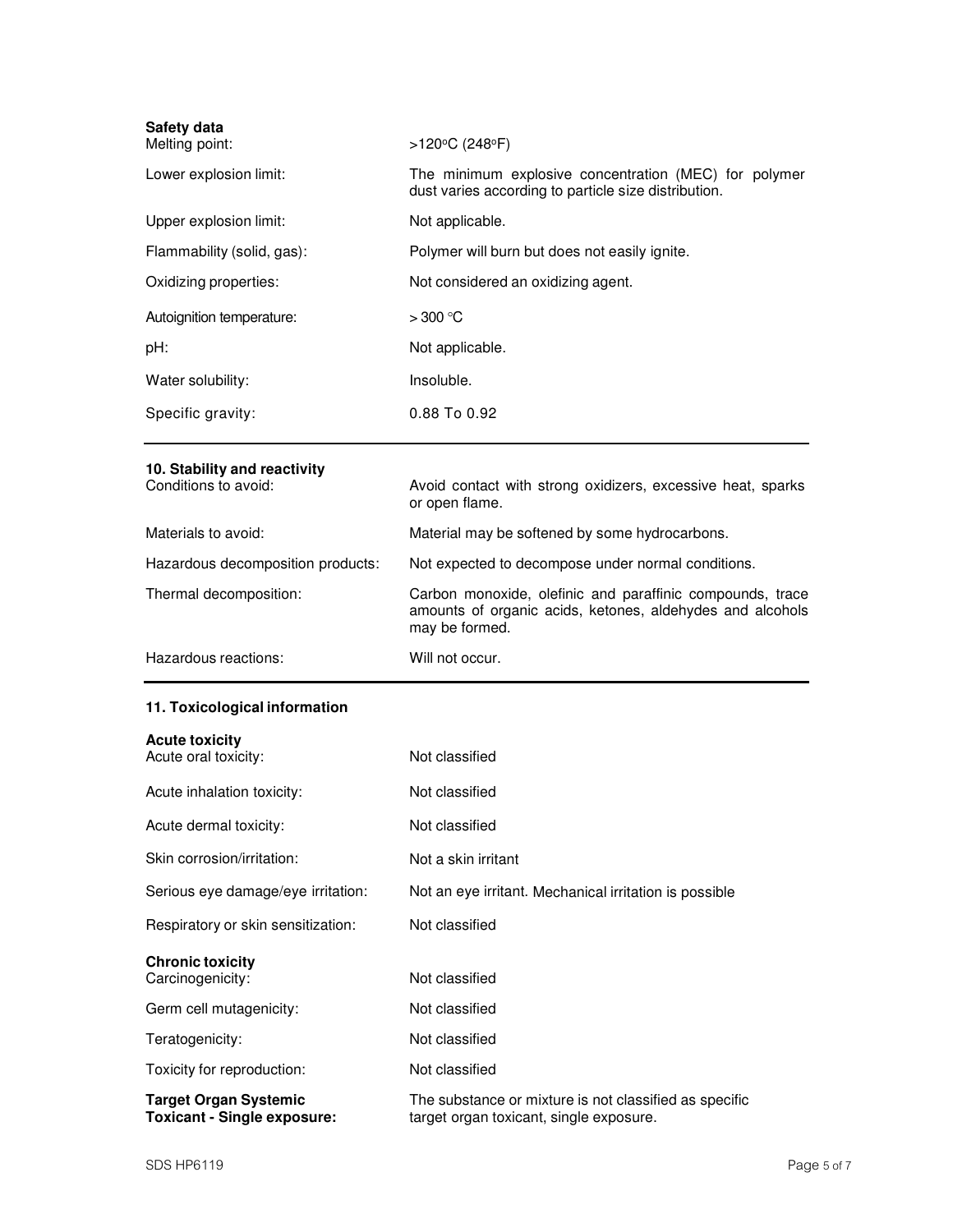**Safety data**

| | |
|---|---|
| Melting point: | >120°C (248°F) |
| Lower explosion limit: | The minimum explosive concentration (MEC) for polymer dust varies according to particle size distribution. |
| Upper explosion limit: | Not applicable. |
| Flammability (solid, gas): | Polymer will burn but does not easily ignite. |
| Oxidizing properties: | Not considered an oxidizing agent. |
| Autoignition temperature: | > 300 °C |
| pH: | Not applicable. |
| Water solubility: | Insoluble. |
| Specific gravity: | 0.88 To 0.92 |

## 10. Stability and reactivity

| | |
|---|---|
| Conditions to avoid: | Avoid contact with strong oxidizers, excessive heat, sparks or open flame. |
| Materials to avoid: | Material may be softened by some hydrocarbons. |
| Hazardous decomposition products: | Not expected to decompose under normal conditions. |
| Thermal decomposition: | Carbon monoxide, olefinic and paraffinic compounds, trace amounts of organic acids, ketones, aldehydes and alcohols may be formed. |
| Hazardous reactions: | Will not occur. |

## 11. Toxicological information

**Acute toxicity**

| | |
|---|---|
| Acute oral toxicity: | Not classified |
| Acute inhalation toxicity: | Not classified |
| Acute dermal toxicity: | Not classified |
| Skin corrosion/irritation: | Not a skin irritant |
| Serious eye damage/eye irritation: | Not an eye irritant. Mechanical irritation is possible |
| Respiratory or skin sensitization: | Not classified |

**Chronic toxicity**

| | |
|---|---|
| Carcinogenicity: | Not classified |
| Germ cell mutagenicity: | Not classified |
| Teratogenicity: | Not classified |
| Toxicity for reproduction: | Not classified |
| **Target Organ Systemic Toxicant - Single exposure:** | The substance or mixture is not classified as specific target organ toxicant, single exposure. |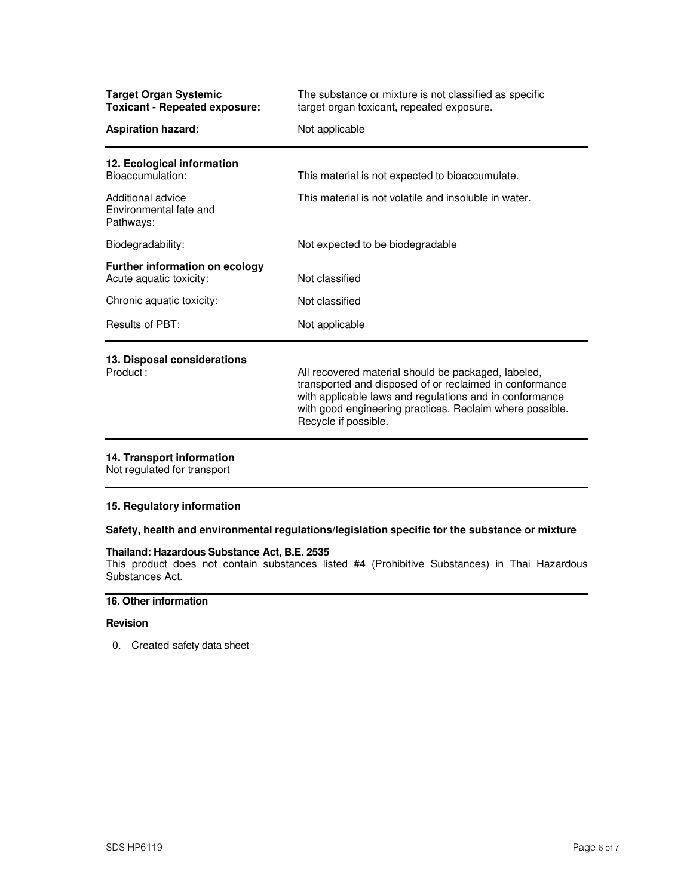| | |
|---|---|
| **Target Organ Systemic Toxicant - Repeated exposure:** | The substance or mixture is not classified as specific target organ toxicant, repeated exposure. |
| **Aspiration hazard:** | Not applicable |

## 12. Ecological information

| | |
|---|---|
| Bioaccumulation: | This material is not expected to bioaccumulate. |
| Additional advice Environmental fate and Pathways: | This material is not volatile and insoluble in water. |
| Biodegradability: | Not expected to be biodegradable |

**Further information on ecology**

| | |
|---|---|
| Acute aquatic toxicity: | Not classified |
| Chronic aquatic toxicity: | Not classified |
| Results of PBT: | Not applicable |

## 13. Disposal considerations

| | |
|---|---|
| Product : | All recovered material should be packaged, labeled, transported and disposed of or reclaimed in conformance with applicable laws and regulations and in conformance with good engineering practices. Reclaim where possible. Recycle if possible. |

## 14. Transport information

Not regulated for transport

## 15. Regulatory information

**Safety, health and environmental regulations/legislation specific for the substance or mixture**

**Thailand: Hazardous Substance Act, B.E. 2535**

This product does not contain substances listed #4 (Prohibitive Substances) in Thai Hazardous Substances Act.

## 16. Other information

**Revision**

0. Created safety data sheet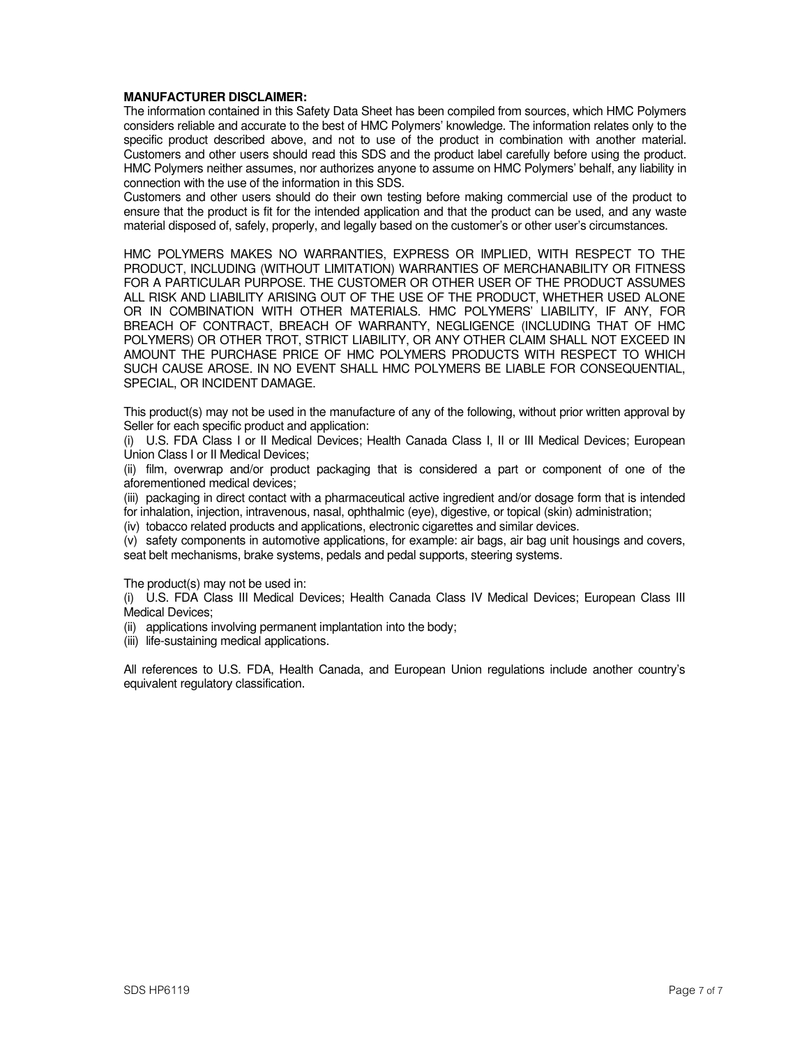**MANUFACTURER DISCLAIMER:**

The information contained in this Safety Data Sheet has been compiled from sources, which HMC Polymers considers reliable and accurate to the best of HMC Polymers' knowledge. The information relates only to the specific product described above, and not to use of the product in combination with another material. Customers and other users should read this SDS and the product label carefully before using the product. HMC Polymers neither assumes, nor authorizes anyone to assume on HMC Polymers' behalf, any liability in connection with the use of the information in this SDS.

Customers and other users should do their own testing before making commercial use of the product to ensure that the product is fit for the intended application and that the product can be used, and any waste material disposed of, safely, properly, and legally based on the customer's or other user's circumstances.

HMC POLYMERS MAKES NO WARRANTIES, EXPRESS OR IMPLIED, WITH RESPECT TO THE PRODUCT, INCLUDING (WITHOUT LIMITATION) WARRANTIES OF MERCHANABILITY OR FITNESS FOR A PARTICULAR PURPOSE. THE CUSTOMER OR OTHER USER OF THE PRODUCT ASSUMES ALL RISK AND LIABILITY ARISING OUT OF THE USE OF THE PRODUCT, WHETHER USED ALONE OR IN COMBINATION WITH OTHER MATERIALS. HMC POLYMERS' LIABILITY, IF ANY, FOR BREACH OF CONTRACT, BREACH OF WARRANTY, NEGLIGENCE (INCLUDING THAT OF HMC POLYMERS) OR OTHER TROT, STRICT LIABILITY, OR ANY OTHER CLAIM SHALL NOT EXCEED IN AMOUNT THE PURCHASE PRICE OF HMC POLYMERS PRODUCTS WITH RESPECT TO WHICH SUCH CAUSE AROSE. IN NO EVENT SHALL HMC POLYMERS BE LIABLE FOR CONSEQUENTIAL, SPECIAL, OR INCIDENT DAMAGE.

This product(s) may not be used in the manufacture of any of the following, without prior written approval by Seller for each specific product and application:

(i) U.S. FDA Class I or II Medical Devices; Health Canada Class I, II or III Medical Devices; European Union Class I or II Medical Devices;

(ii) film, overwrap and/or product packaging that is considered a part or component of one of the aforementioned medical devices;

(iii) packaging in direct contact with a pharmaceutical active ingredient and/or dosage form that is intended for inhalation, injection, intravenous, nasal, ophthalmic (eye), digestive, or topical (skin) administration;

(iv) tobacco related products and applications, electronic cigarettes and similar devices.

(v) safety components in automotive applications, for example: air bags, air bag unit housings and covers, seat belt mechanisms, brake systems, pedals and pedal supports, steering systems.

The product(s) may not be used in:

(i) U.S. FDA Class III Medical Devices; Health Canada Class IV Medical Devices; European Class III Medical Devices;

(ii) applications involving permanent implantation into the body;

(iii) life-sustaining medical applications.

All references to U.S. FDA, Health Canada, and European Union regulations include another country's equivalent regulatory classification.